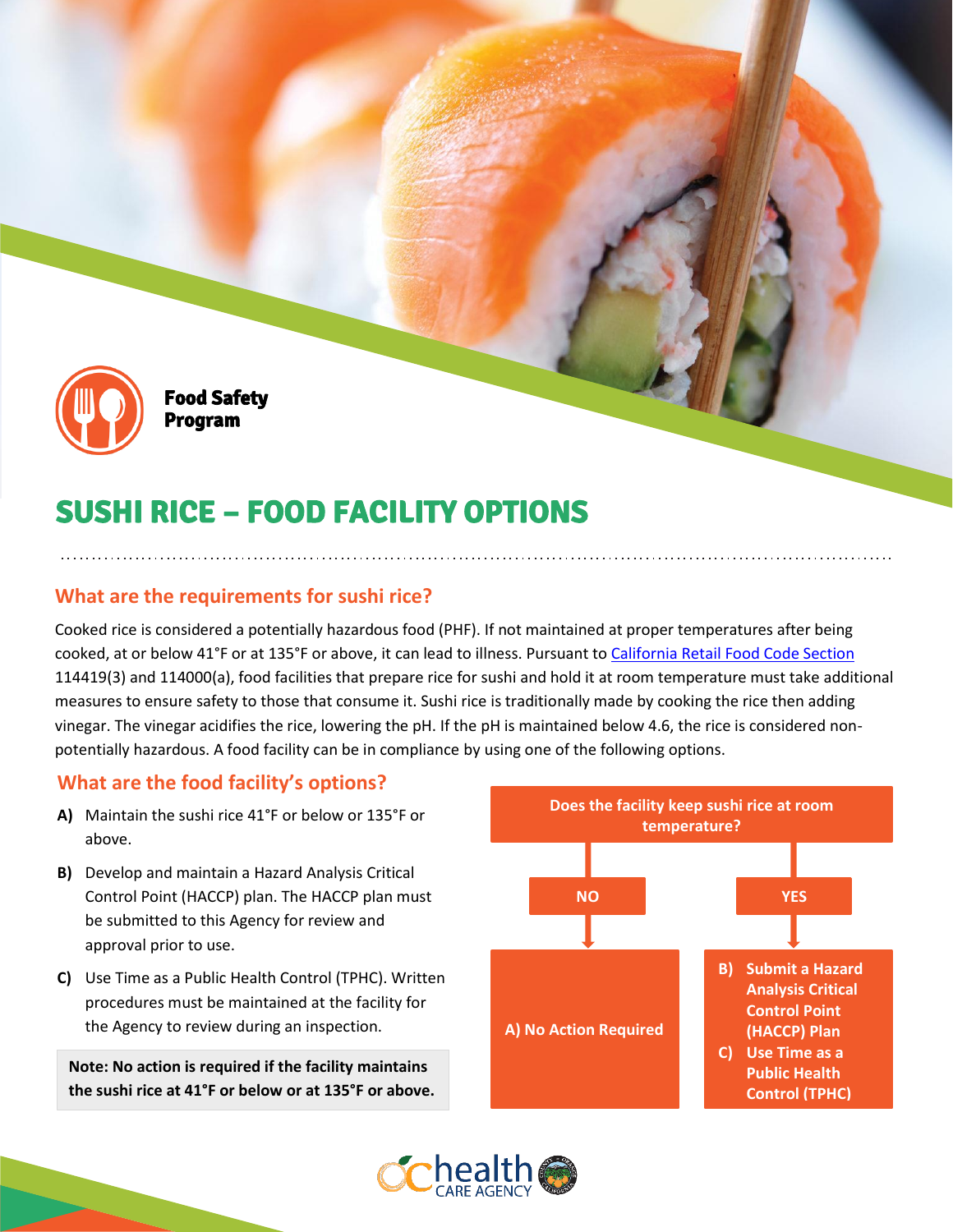Food Safety Program

# SUSHI RICE – FOOD FACILITY OPTIONS

## What are the requirements for sushi rice?

Cooked rice is considered a potentially hazardous food (PHF). If not maintained at proper temperatures after being cooked, at or below 41°F or at 135°F or above, it can lead to illness. Pursuant to [California Retail Food Code Section](#) 114419(3) and 114000(a), food facilities that prepare rice for sushi and hold it at room temperature must take additional measures to ensure safety to those that consume it. Sushi rice is traditionally made by cooking the rice then adding vinegar. The vinegar acidifies the rice, lowering the pH. If the pH is maintained below 4.6, the rice is considered non-potentially hazardous. A food facility can be in compliance by using one of the following options.

## What are the food facility's options?

**A)** Maintain the sushi rice 41°F or below or 135°F or above.

**B)** Develop and maintain a Hazard Analysis Critical Control Point (HACCP) plan. The HACCP plan must be submitted to this Agency for review and approval prior to use.

**C)** Use Time as a Public Health Control (TPHC). Written procedures must be maintained at the facility for the Agency to review during an inspection.

**Note: No action is required if the facility maintains the sushi rice at 41°F or below or at 135°F or above.**

**Does the facility keep sushi rice at room temperature?**

- **NO** → **A) No Action Required**
- **YES** →
  - **B) Submit a Hazard Analysis Critical Control Point (HACCP) Plan**
  - **C) Use Time as a Public Health Control (TPHC)**

health CARE AGENCY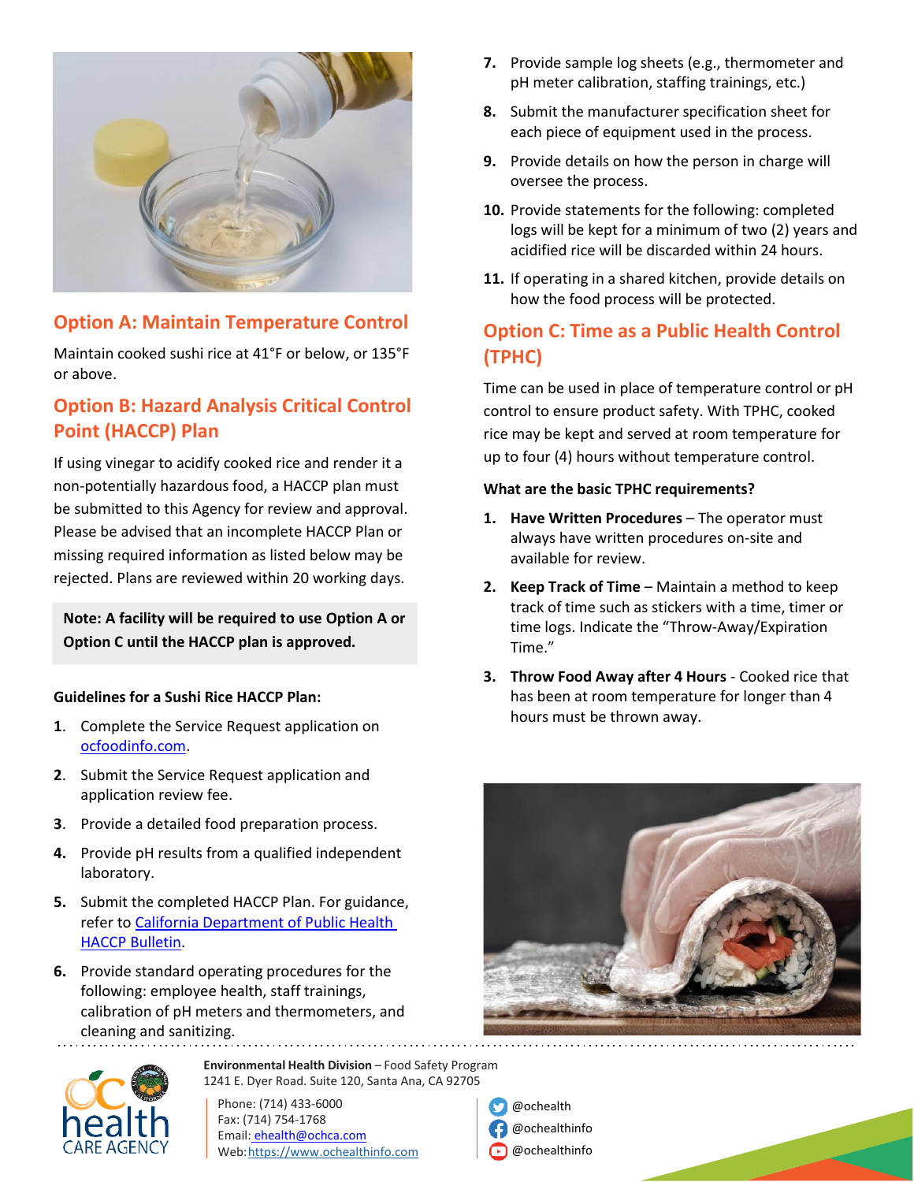## Option A: Maintain Temperature Control

Maintain cooked sushi rice at 41°F or below, or 135°F or above.

## Option B: Hazard Analysis Critical Control Point (HACCP) Plan

If using vinegar to acidify cooked rice and render it a non-potentially hazardous food, a HACCP plan must be submitted to this Agency for review and approval. Please be advised that an incomplete HACCP Plan or missing required information as listed below may be rejected. Plans are reviewed within 20 working days.

**Note: A facility will be required to use Option A or Option C until the HACCP plan is approved.**

**Guidelines for a Sushi Rice HACCP Plan:**

1. Complete the Service Request application on ocfoodinfo.com.
2. Submit the Service Request application and application review fee.
3. Provide a detailed food preparation process.
4. Provide pH results from a qualified independent laboratory.
5. Submit the completed HACCP Plan. For guidance, refer to California Department of Public Health HACCP Bulletin.
6. Provide standard operating procedures for the following: employee health, staff trainings, calibration of pH meters and thermometers, and cleaning and sanitizing.
7. Provide sample log sheets (e.g., thermometer and pH meter calibration, staffing trainings, etc.)
8. Submit the manufacturer specification sheet for each piece of equipment used in the process.
9. Provide details on how the person in charge will oversee the process.
10. Provide statements for the following: completed logs will be kept for a minimum of two (2) years and acidified rice will be discarded within 24 hours.
11. If operating in a shared kitchen, provide details on how the food process will be protected.

## Option C: Time as a Public Health Control (TPHC)

Time can be used in place of temperature control or pH control to ensure product safety. With TPHC, cooked rice may be kept and served at room temperature for up to four (4) hours without temperature control.

**What are the basic TPHC requirements?**

1. **Have Written Procedures** – The operator must always have written procedures on-site and available for review.
2. **Keep Track of Time** – Maintain a method to keep track of time such as stickers with a time, timer or time logs. Indicate the "Throw-Away/Expiration Time."
3. **Throw Food Away after 4 Hours** - Cooked rice that has been at room temperature for longer than 4 hours must be thrown away.

**Environmental Health Division** – Food Safety Program
1241 E. Dyer Road. Suite 120, Santa Ana, CA 92705

Phone: (714) 433-6000
Fax: (714) 754-1768
Email: ehealth@ochca.com
Web: https://www.ochealthinfo.com

@ochealth
@ochealthinfo
@ochealthinfo